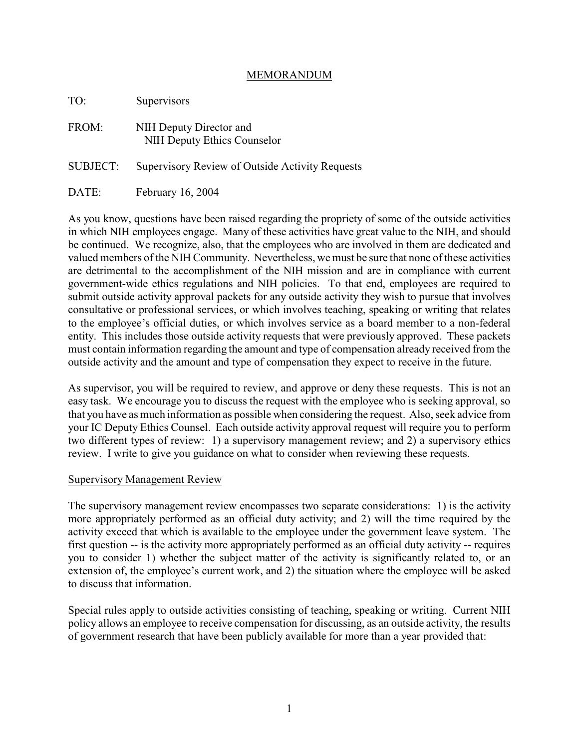# MEMORANDUM

TO: Supervisors

FROM: NIH Deputy Director and
NIH Deputy Ethics Counselor

SUBJECT: Supervisory Review of Outside Activity Requests

DATE: February 16, 2004

As you know, questions have been raised regarding the propriety of some of the outside activities in which NIH employees engage. Many of these activities have great value to the NIH, and should be continued. We recognize, also, that the employees who are involved in them are dedicated and valued members of the NIH Community. Nevertheless, we must be sure that none of these activities are detrimental to the accomplishment of the NIH mission and are in compliance with current government-wide ethics regulations and NIH policies. To that end, employees are required to submit outside activity approval packets for any outside activity they wish to pursue that involves consultative or professional services, or which involves teaching, speaking or writing that relates to the employee's official duties, or which involves service as a board member to a non-federal entity. This includes those outside activity requests that were previously approved. These packets must contain information regarding the amount and type of compensation already received from the outside activity and the amount and type of compensation they expect to receive in the future.

As supervisor, you will be required to review, and approve or deny these requests. This is not an easy task. We encourage you to discuss the request with the employee who is seeking approval, so that you have as much information as possible when considering the request. Also, seek advice from your IC Deputy Ethics Counsel. Each outside activity approval request will require you to perform two different types of review: 1) a supervisory management review; and 2) a supervisory ethics review. I write to give you guidance on what to consider when reviewing these requests.

## Supervisory Management Review

The supervisory management review encompasses two separate considerations: 1) is the activity more appropriately performed as an official duty activity; and 2) will the time required by the activity exceed that which is available to the employee under the government leave system. The first question -- is the activity more appropriately performed as an official duty activity -- requires you to consider 1) whether the subject matter of the activity is significantly related to, or an extension of, the employee's current work, and 2) the situation where the employee will be asked to discuss that information.

Special rules apply to outside activities consisting of teaching, speaking or writing. Current NIH policy allows an employee to receive compensation for discussing, as an outside activity, the results of government research that have been publicly available for more than a year provided that: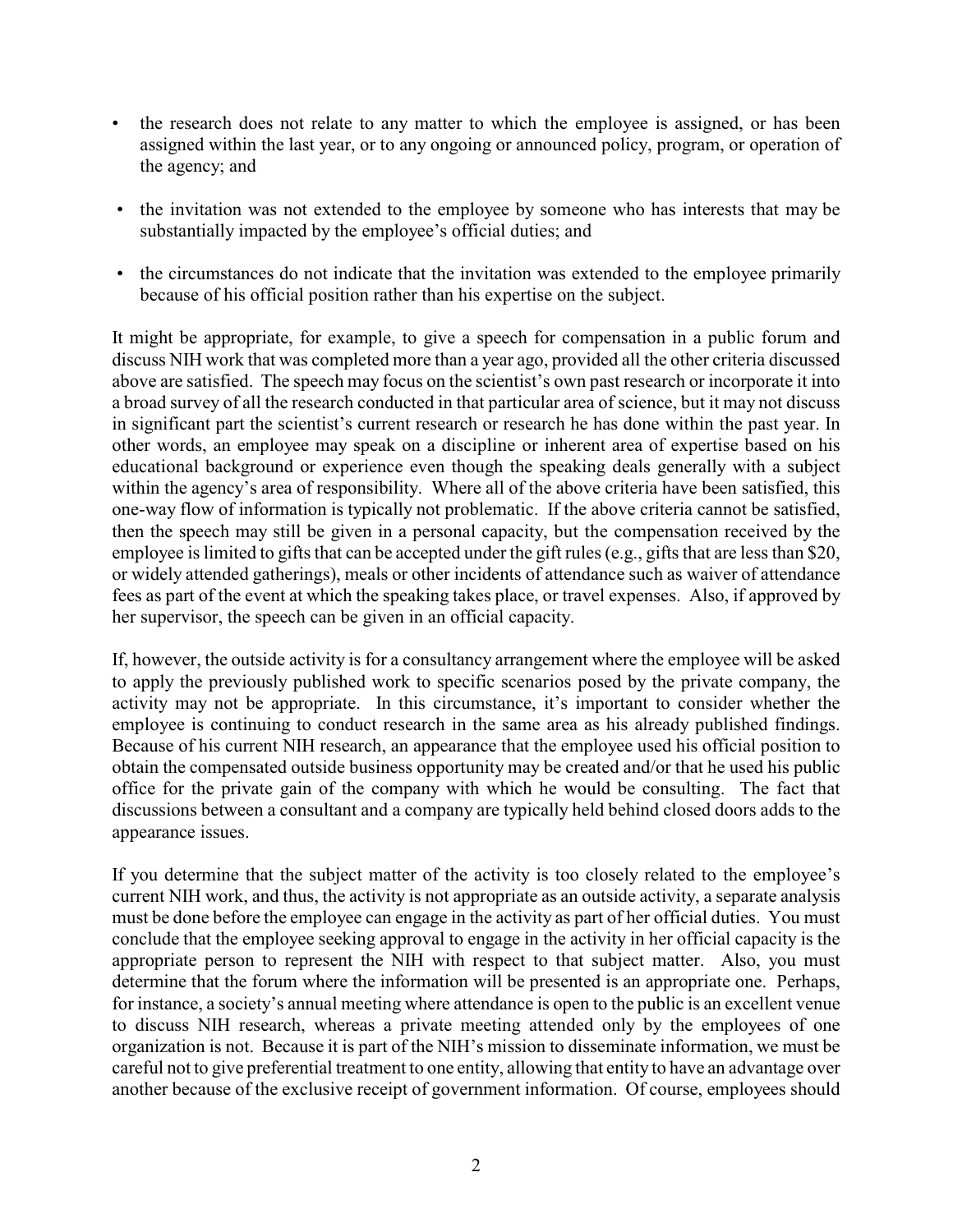- the research does not relate to any matter to which the employee is assigned, or has been assigned within the last year, or to any ongoing or announced policy, program, or operation of the agency; and
- the invitation was not extended to the employee by someone who has interests that may be substantially impacted by the employee's official duties; and
- the circumstances do not indicate that the invitation was extended to the employee primarily because of his official position rather than his expertise on the subject.

It might be appropriate, for example, to give a speech for compensation in a public forum and discuss NIH work that was completed more than a year ago, provided all the other criteria discussed above are satisfied. The speech may focus on the scientist's own past research or incorporate it into a broad survey of all the research conducted in that particular area of science, but it may not discuss in significant part the scientist's current research or research he has done within the past year. In other words, an employee may speak on a discipline or inherent area of expertise based on his educational background or experience even though the speaking deals generally with a subject within the agency's area of responsibility. Where all of the above criteria have been satisfied, this one-way flow of information is typically not problematic. If the above criteria cannot be satisfied, then the speech may still be given in a personal capacity, but the compensation received by the employee is limited to gifts that can be accepted under the gift rules (e.g., gifts that are less than $20, or widely attended gatherings), meals or other incidents of attendance such as waiver of attendance fees as part of the event at which the speaking takes place, or travel expenses. Also, if approved by her supervisor, the speech can be given in an official capacity.

If, however, the outside activity is for a consultancy arrangement where the employee will be asked to apply the previously published work to specific scenarios posed by the private company, the activity may not be appropriate. In this circumstance, it's important to consider whether the employee is continuing to conduct research in the same area as his already published findings. Because of his current NIH research, an appearance that the employee used his official position to obtain the compensated outside business opportunity may be created and/or that he used his public office for the private gain of the company with which he would be consulting. The fact that discussions between a consultant and a company are typically held behind closed doors adds to the appearance issues.

If you determine that the subject matter of the activity is too closely related to the employee's current NIH work, and thus, the activity is not appropriate as an outside activity, a separate analysis must be done before the employee can engage in the activity as part of her official duties. You must conclude that the employee seeking approval to engage in the activity in her official capacity is the appropriate person to represent the NIH with respect to that subject matter. Also, you must determine that the forum where the information will be presented is an appropriate one. Perhaps, for instance, a society's annual meeting where attendance is open to the public is an excellent venue to discuss NIH research, whereas a private meeting attended only by the employees of one organization is not. Because it is part of the NIH's mission to disseminate information, we must be careful not to give preferential treatment to one entity, allowing that entity to have an advantage over another because of the exclusive receipt of government information. Of course, employees should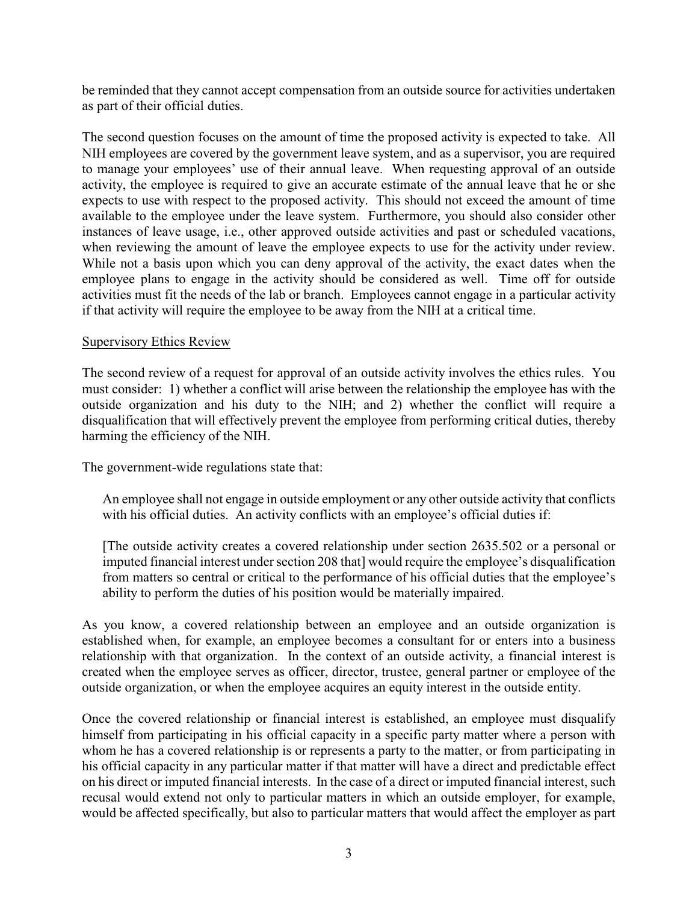be reminded that they cannot accept compensation from an outside source for activities undertaken as part of their official duties.

The second question focuses on the amount of time the proposed activity is expected to take. All NIH employees are covered by the government leave system, and as a supervisor, you are required to manage your employees' use of their annual leave. When requesting approval of an outside activity, the employee is required to give an accurate estimate of the annual leave that he or she expects to use with respect to the proposed activity. This should not exceed the amount of time available to the employee under the leave system. Furthermore, you should also consider other instances of leave usage, i.e., other approved outside activities and past or scheduled vacations, when reviewing the amount of leave the employee expects to use for the activity under review. While not a basis upon which you can deny approval of the activity, the exact dates when the employee plans to engage in the activity should be considered as well. Time off for outside activities must fit the needs of the lab or branch. Employees cannot engage in a particular activity if that activity will require the employee to be away from the NIH at a critical time.

Supervisory Ethics Review

The second review of a request for approval of an outside activity involves the ethics rules. You must consider: 1) whether a conflict will arise between the relationship the employee has with the outside organization and his duty to the NIH; and 2) whether the conflict will require a disqualification that will effectively prevent the employee from performing critical duties, thereby harming the efficiency of the NIH.

The government-wide regulations state that:

> An employee shall not engage in outside employment or any other outside activity that conflicts with his official duties. An activity conflicts with an employee's official duties if:
>
> [The outside activity creates a covered relationship under section 2635.502 or a personal or imputed financial interest under section 208 that] would require the employee's disqualification from matters so central or critical to the performance of his official duties that the employee's ability to perform the duties of his position would be materially impaired.

As you know, a covered relationship between an employee and an outside organization is established when, for example, an employee becomes a consultant for or enters into a business relationship with that organization. In the context of an outside activity, a financial interest is created when the employee serves as officer, director, trustee, general partner or employee of the outside organization, or when the employee acquires an equity interest in the outside entity.

Once the covered relationship or financial interest is established, an employee must disqualify himself from participating in his official capacity in a specific party matter where a person with whom he has a covered relationship is or represents a party to the matter, or from participating in his official capacity in any particular matter if that matter will have a direct and predictable effect on his direct or imputed financial interests. In the case of a direct or imputed financial interest, such recusal would extend not only to particular matters in which an outside employer, for example, would be affected specifically, but also to particular matters that would affect the employer as part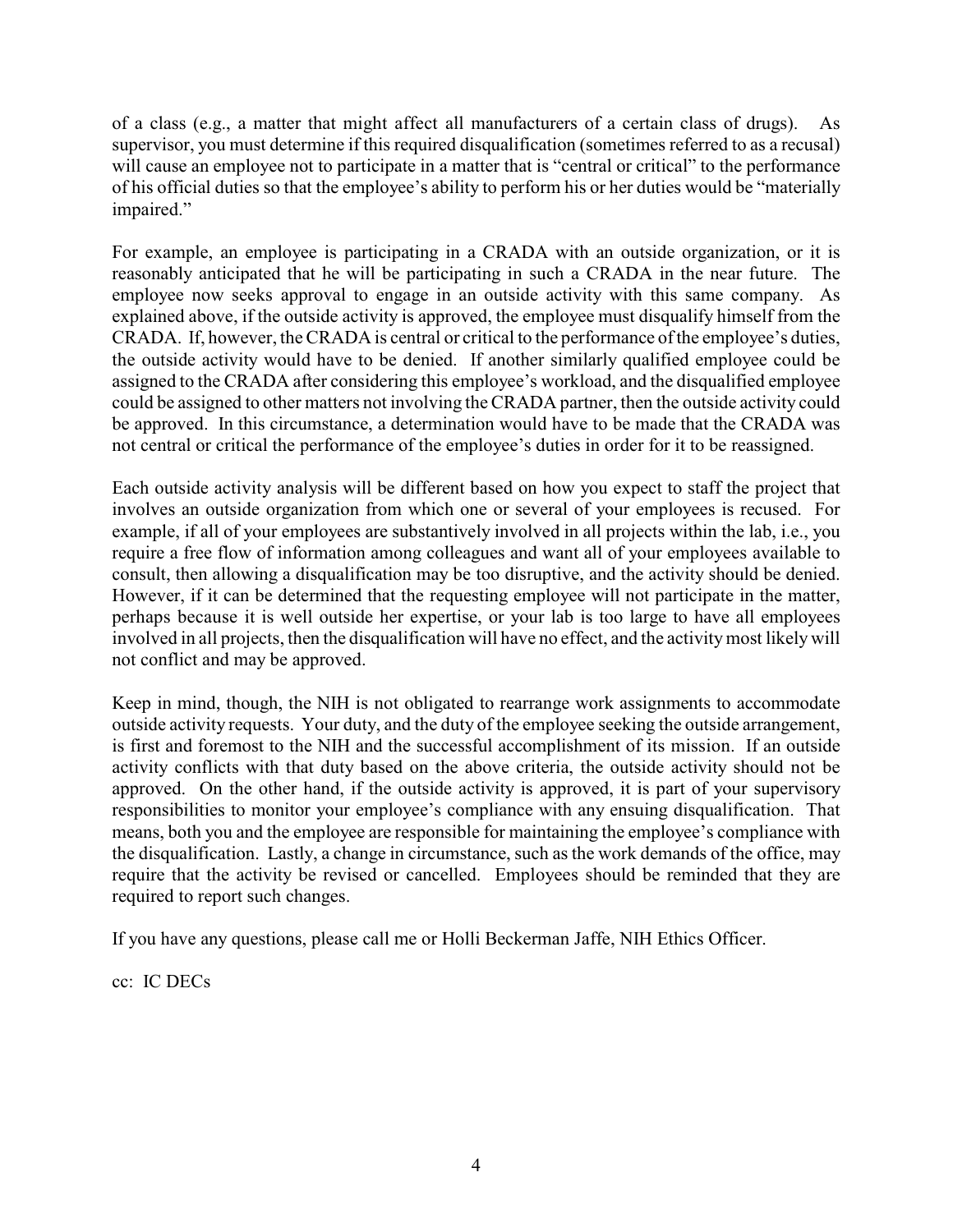of a class (e.g., a matter that might affect all manufacturers of a certain class of drugs). As supervisor, you must determine if this required disqualification (sometimes referred to as a recusal) will cause an employee not to participate in a matter that is "central or critical" to the performance of his official duties so that the employee's ability to perform his or her duties would be "materially impaired."

For example, an employee is participating in a CRADA with an outside organization, or it is reasonably anticipated that he will be participating in such a CRADA in the near future. The employee now seeks approval to engage in an outside activity with this same company. As explained above, if the outside activity is approved, the employee must disqualify himself from the CRADA. If, however, the CRADA is central or critical to the performance of the employee's duties, the outside activity would have to be denied. If another similarly qualified employee could be assigned to the CRADA after considering this employee's workload, and the disqualified employee could be assigned to other matters not involving the CRADA partner, then the outside activity could be approved. In this circumstance, a determination would have to be made that the CRADA was not central or critical the performance of the employee's duties in order for it to be reassigned.

Each outside activity analysis will be different based on how you expect to staff the project that involves an outside organization from which one or several of your employees is recused. For example, if all of your employees are substantively involved in all projects within the lab, i.e., you require a free flow of information among colleagues and want all of your employees available to consult, then allowing a disqualification may be too disruptive, and the activity should be denied. However, if it can be determined that the requesting employee will not participate in the matter, perhaps because it is well outside her expertise, or your lab is too large to have all employees involved in all projects, then the disqualification will have no effect, and the activity most likely will not conflict and may be approved.

Keep in mind, though, the NIH is not obligated to rearrange work assignments to accommodate outside activity requests. Your duty, and the duty of the employee seeking the outside arrangement, is first and foremost to the NIH and the successful accomplishment of its mission. If an outside activity conflicts with that duty based on the above criteria, the outside activity should not be approved. On the other hand, if the outside activity is approved, it is part of your supervisory responsibilities to monitor your employee's compliance with any ensuing disqualification. That means, both you and the employee are responsible for maintaining the employee's compliance with the disqualification. Lastly, a change in circumstance, such as the work demands of the office, may require that the activity be revised or cancelled. Employees should be reminded that they are required to report such changes.

If you have any questions, please call me or Holli Beckerman Jaffe, NIH Ethics Officer.

cc: IC DECs